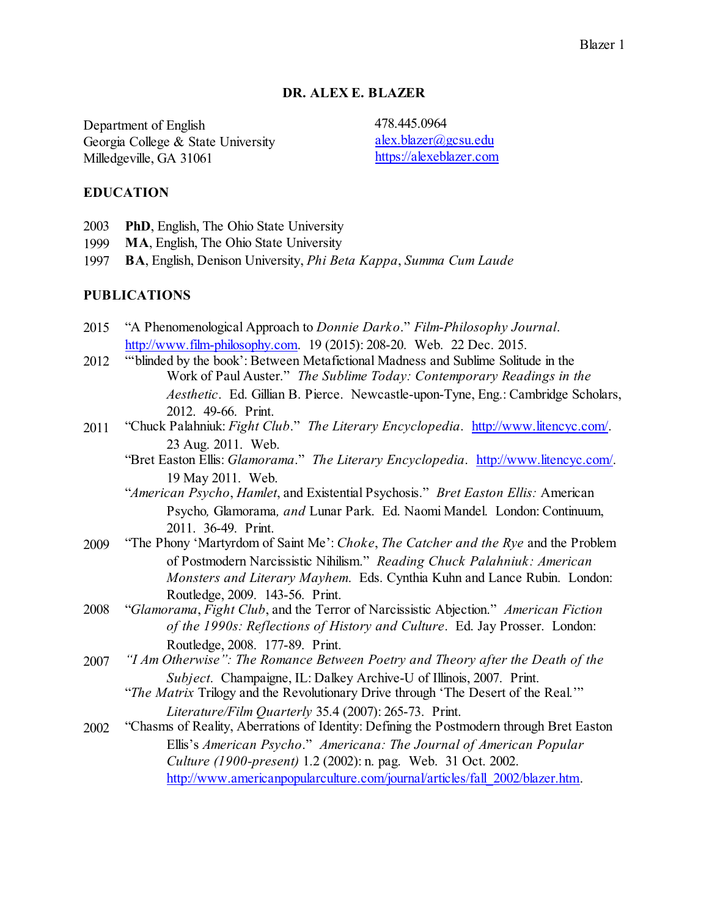# DR. ALEX E. BLAZER

Department of English
Georgia College & State University
Milledgeville, GA 31061

478.445.0964
alex.blazer@gcsu.edu
https://alexeblazer.com

## EDUCATION

2003 **PhD**, English, The Ohio State University
1999 **MA**, English, The Ohio State University
1997 **BA**, English, Denison University, *Phi Beta Kappa*, *Summa Cum Laude*

## PUBLICATIONS

2015 "A Phenomenological Approach to *Donnie Darko*." *Film-Philosophy Journal*. http://www.film-philosophy.com. 19 (2015): 208-20. Web. 22 Dec. 2015.

2012 "'blinded by the book': Between Metafictional Madness and Sublime Solitude in the Work of Paul Auster." *The Sublime Today: Contemporary Readings in the Aesthetic*. Ed. Gillian B. Pierce. Newcastle-upon-Tyne, Eng.: Cambridge Scholars, 2012. 49-66. Print.

2011 "Chuck Palahniuk: *Fight Club*." *The Literary Encyclopedia*. http://www.litencyc.com/. 23 Aug. 2011. Web.

"Bret Easton Ellis: *Glamorama*." *The Literary Encyclopedia*. http://www.litencyc.com/. 19 May 2011. Web.

"*American Psycho*, *Hamlet*, and Existential Psychosis." *Bret Easton Ellis:* American Psycho*,* Glamorama*, and* Lunar Park. Ed. Naomi Mandel. London: Continuum, 2011. 36-49. Print.

2009 "The Phony 'Martyrdom of Saint Me': *Choke*, *The Catcher and the Rye* and the Problem of Postmodern Narcissistic Nihilism." *Reading Chuck Palahniuk: American Monsters and Literary Mayhem.* Eds. Cynthia Kuhn and Lance Rubin. London: Routledge, 2009. 143-56. Print.

2008 "*Glamorama*, *Fight Club*, and the Terror of Narcissistic Abjection." *American Fiction of the 1990s: Reflections of History and Culture*. Ed. Jay Prosser. London: Routledge, 2008. 177-89. Print.

2007 *"I Am Otherwise": The Romance Between Poetry and Theory after the Death of the Subject*. Champaigne, IL: Dalkey Archive-U of Illinois, 2007. Print.

"*The Matrix* Trilogy and the Revolutionary Drive through 'The Desert of the Real.'" *Literature/Film Quarterly* 35.4 (2007): 265-73. Print.

2002 "Chasms of Reality, Aberrations of Identity: Defining the Postmodern through Bret Easton Ellis's *American Psycho*." *Americana: The Journal of American Popular Culture (1900-present)* 1.2 (2002): n. pag. Web. 31 Oct. 2002. http://www.americanpopularculture.com/journal/articles/fall_2002/blazer.htm.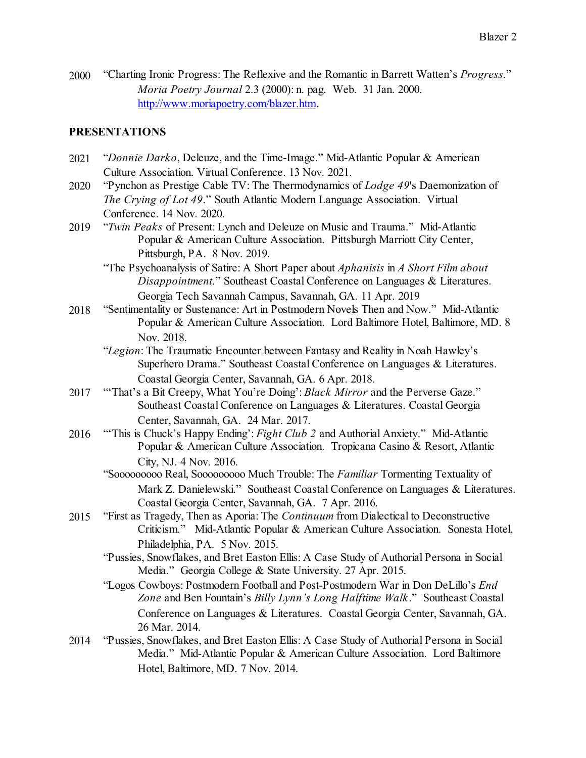2000 "Charting Ironic Progress: The Reflexive and the Romantic in Barrett Watten's *Progress*." *Moria Poetry Journal* 2.3 (2000): n. pag. Web. 31 Jan. 2000. http://www.moriapoetry.com/blazer.htm.

## PRESENTATIONS

2021 "*Donnie Darko*, Deleuze, and the Time-Image." Mid-Atlantic Popular & American Culture Association. Virtual Conference. 13 Nov. 2021.

2020 "Pynchon as Prestige Cable TV: The Thermodynamics of *Lodge 49*'s Daemonization of *The Crying of Lot 49*." South Atlantic Modern Language Association. Virtual Conference. 14 Nov. 2020.

2019 "*Twin Peaks* of Present: Lynch and Deleuze on Music and Trauma." Mid-Atlantic Popular & American Culture Association. Pittsburgh Marriott City Center, Pittsburgh, PA. 8 Nov. 2019.

"The Psychoanalysis of Satire: A Short Paper about *Aphanisis* in *A Short Film about Disappointment*." Southeast Coastal Conference on Languages & Literatures. Georgia Tech Savannah Campus, Savannah, GA. 11 Apr. 2019

2018 "Sentimentality or Sustenance: Art in Postmodern Novels Then and Now." Mid-Atlantic Popular & American Culture Association. Lord Baltimore Hotel, Baltimore, MD. 8 Nov. 2018.

"*Legion*: The Traumatic Encounter between Fantasy and Reality in Noah Hawley's Superhero Drama." Southeast Coastal Conference on Languages & Literatures. Coastal Georgia Center, Savannah, GA. 6 Apr. 2018.

2017 "'That's a Bit Creepy, What You're Doing': *Black Mirror* and the Perverse Gaze." Southeast Coastal Conference on Languages & Literatures. Coastal Georgia Center, Savannah, GA. 24 Mar. 2017.

2016 "'This is Chuck's Happy Ending': *Fight Club 2* and Authorial Anxiety." Mid-Atlantic Popular & American Culture Association. Tropicana Casino & Resort, Atlantic City, NJ. 4 Nov. 2016.

"Sooooooooo Real, Sooooooooo Much Trouble: The *Familiar* Tormenting Textuality of Mark Z. Danielewski." Southeast Coastal Conference on Languages & Literatures. Coastal Georgia Center, Savannah, GA. 7 Apr. 2016.

2015 "First as Tragedy, Then as Aporia: The *Continuum* from Dialectical to Deconstructive Criticism." Mid-Atlantic Popular & American Culture Association. Sonesta Hotel, Philadelphia, PA. 5 Nov. 2015.

"Pussies, Snowflakes, and Bret Easton Ellis: A Case Study of Authorial Persona in Social Media." Georgia College & State University. 27 Apr. 2015.

"Logos Cowboys: Postmodern Football and Post-Postmodern War in Don DeLillo's *End Zone* and Ben Fountain's *Billy Lynn's Long Halftime Walk*." Southeast Coastal Conference on Languages & Literatures. Coastal Georgia Center, Savannah, GA. 26 Mar. 2014.

2014 "Pussies, Snowflakes, and Bret Easton Ellis: A Case Study of Authorial Persona in Social Media." Mid-Atlantic Popular & American Culture Association. Lord Baltimore Hotel, Baltimore, MD. 7 Nov. 2014.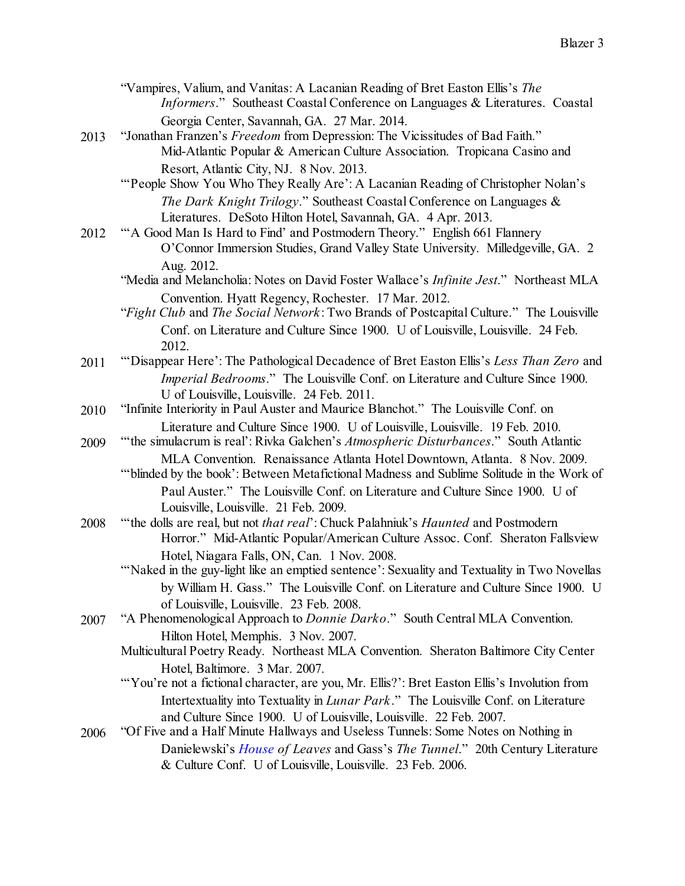"Vampires, Valium, and Vanitas: A Lacanian Reading of Bret Easton Ellis's *The Informers*." Southeast Coastal Conference on Languages & Literatures. Coastal Georgia Center, Savannah, GA. 27 Mar. 2014.

2013 "Jonathan Franzen's *Freedom* from Depression: The Vicissitudes of Bad Faith." Mid-Atlantic Popular & American Culture Association. Tropicana Casino and Resort, Atlantic City, NJ. 8 Nov. 2013.

"'People Show You Who They Really Are': A Lacanian Reading of Christopher Nolan's *The Dark Knight Trilogy*." Southeast Coastal Conference on Languages & Literatures. DeSoto Hilton Hotel, Savannah, GA. 4 Apr. 2013.

2012 "'A Good Man Is Hard to Find' and Postmodern Theory." English 661 Flannery O'Connor Immersion Studies, Grand Valley State University. Milledgeville, GA. 2 Aug. 2012.

"Media and Melancholia: Notes on David Foster Wallace's *Infinite Jest*." Northeast MLA Convention. Hyatt Regency, Rochester. 17 Mar. 2012.

"*Fight Club* and *The Social Network*: Two Brands of Postcapital Culture." The Louisville Conf. on Literature and Culture Since 1900. U of Louisville, Louisville. 24 Feb. 2012.

2011 "'Disappear Here': The Pathological Decadence of Bret Easton Ellis's *Less Than Zero* and *Imperial Bedrooms*." The Louisville Conf. on Literature and Culture Since 1900. U of Louisville, Louisville. 24 Feb. 2011.

2010 "Infinite Interiority in Paul Auster and Maurice Blanchot." The Louisville Conf. on Literature and Culture Since 1900. U of Louisville, Louisville. 19 Feb. 2010.

2009 "'the simulacrum is real': Rivka Galchen's *Atmospheric Disturbances*." South Atlantic MLA Convention. Renaissance Atlanta Hotel Downtown, Atlanta. 8 Nov. 2009.

"'blinded by the book': Between Metafictional Madness and Sublime Solitude in the Work of Paul Auster." The Louisville Conf. on Literature and Culture Since 1900. U of Louisville, Louisville. 21 Feb. 2009.

2008 "'the dolls are real, but not *that real*': Chuck Palahniuk's *Haunted* and Postmodern Horror." Mid-Atlantic Popular/American Culture Assoc. Conf. Sheraton Fallsview Hotel, Niagara Falls, ON, Can. 1 Nov. 2008.

"'Naked in the guy-light like an emptied sentence': Sexuality and Textuality in Two Novellas by William H. Gass." The Louisville Conf. on Literature and Culture Since 1900. U of Louisville, Louisville. 23 Feb. 2008.

2007 "A Phenomenological Approach to *Donnie Darko*." South Central MLA Convention. Hilton Hotel, Memphis. 3 Nov. 2007.

Multicultural Poetry Ready. Northeast MLA Convention. Sheraton Baltimore City Center Hotel, Baltimore. 3 Mar. 2007.

"'You're not a fictional character, are you, Mr. Ellis?': Bret Easton Ellis's Involution from Intertextuality into Textuality in *Lunar Park*." The Louisville Conf. on Literature and Culture Since 1900. U of Louisville, Louisville. 22 Feb. 2007.

2006 "Of Five and a Half Minute Hallways and Useless Tunnels: Some Notes on Nothing in Danielewski's *House of Leaves* and Gass's *The Tunnel*." 20th Century Literature & Culture Conf. U of Louisville, Louisville. 23 Feb. 2006.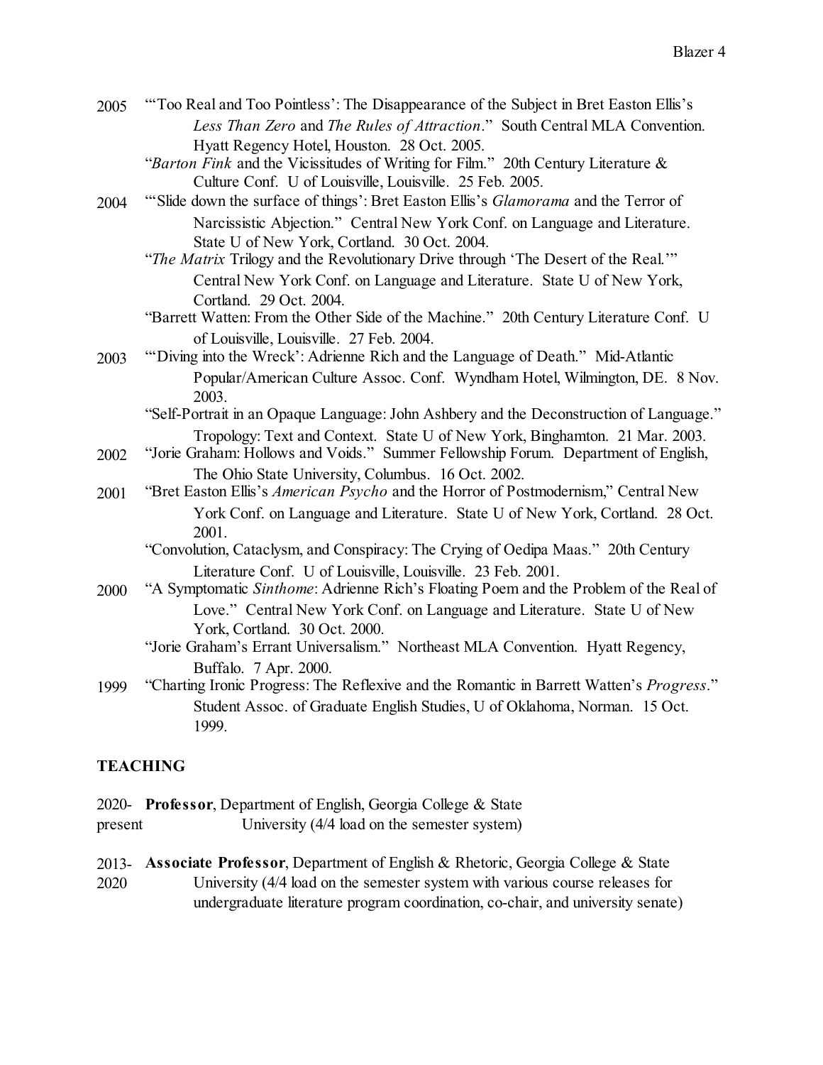2005 "'Too Real and Too Pointless': The Disappearance of the Subject in Bret Easton Ellis's *Less Than Zero* and *The Rules of Attraction*." South Central MLA Convention. Hyatt Regency Hotel, Houston. 28 Oct. 2005.

"*Barton Fink* and the Vicissitudes of Writing for Film." 20th Century Literature & Culture Conf. U of Louisville, Louisville. 25 Feb. 2005.

2004 "'Slide down the surface of things': Bret Easton Ellis's *Glamorama* and the Terror of Narcissistic Abjection." Central New York Conf. on Language and Literature. State U of New York, Cortland. 30 Oct. 2004.

"*The Matrix* Trilogy and the Revolutionary Drive through 'The Desert of the Real.'" Central New York Conf. on Language and Literature. State U of New York, Cortland. 29 Oct. 2004.

"Barrett Watten: From the Other Side of the Machine." 20th Century Literature Conf. U of Louisville, Louisville. 27 Feb. 2004.

2003 "'Diving into the Wreck': Adrienne Rich and the Language of Death." Mid-Atlantic Popular/American Culture Assoc. Conf. Wyndham Hotel, Wilmington, DE. 8 Nov. 2003.

"Self-Portrait in an Opaque Language: John Ashbery and the Deconstruction of Language." Tropology: Text and Context. State U of New York, Binghamton. 21 Mar. 2003.

2002 "Jorie Graham: Hollows and Voids." Summer Fellowship Forum. Department of English, The Ohio State University, Columbus. 16 Oct. 2002.

2001 "Bret Easton Ellis's *American Psycho* and the Horror of Postmodernism," Central New York Conf. on Language and Literature. State U of New York, Cortland. 28 Oct. 2001.

"Convolution, Cataclysm, and Conspiracy: The Crying of Oedipa Maas." 20th Century Literature Conf. U of Louisville, Louisville. 23 Feb. 2001.

2000 "A Symptomatic *Sinthome*: Adrienne Rich's Floating Poem and the Problem of the Real of Love." Central New York Conf. on Language and Literature. State U of New York, Cortland. 30 Oct. 2000.

"Jorie Graham's Errant Universalism." Northeast MLA Convention. Hyatt Regency, Buffalo. 7 Apr. 2000.

1999 "Charting Ironic Progress: The Reflexive and the Romantic in Barrett Watten's *Progress*." Student Assoc. of Graduate English Studies, U of Oklahoma, Norman. 15 Oct. 1999.

## TEACHING

2020-present **Professor**, Department of English, Georgia College & State University (4/4 load on the semester system)

2013-2020 **Associate Professor**, Department of English & Rhetoric, Georgia College & State University (4/4 load on the semester system with various course releases for undergraduate literature program coordination, co-chair, and university senate)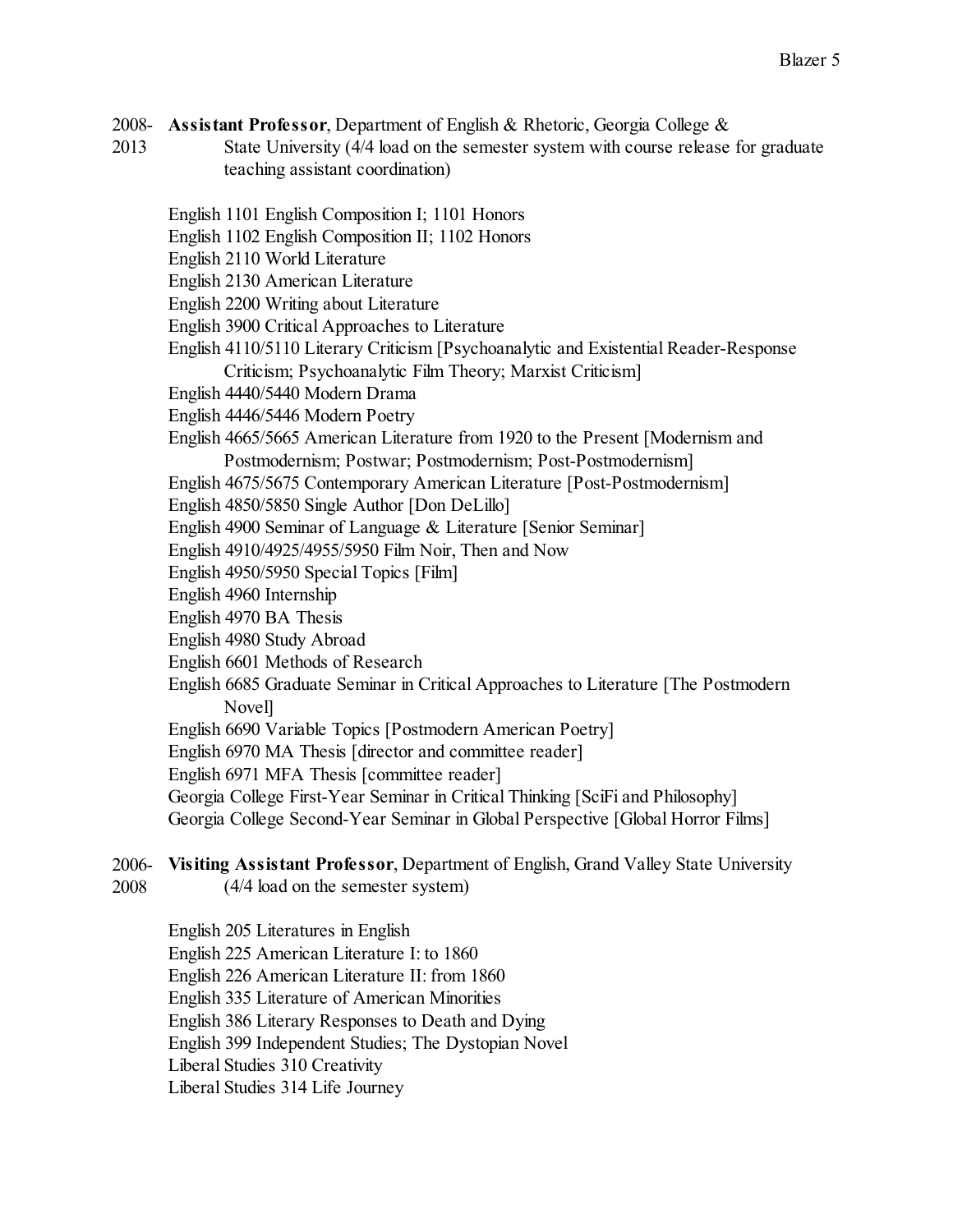2008-2013 **Assistant Professor**, Department of English & Rhetoric, Georgia College & State University (4/4 load on the semester system with course release for graduate teaching assistant coordination)

- English 1101 English Composition I; 1101 Honors
- English 1102 English Composition II; 1102 Honors
- English 2110 World Literature
- English 2130 American Literature
- English 2200 Writing about Literature
- English 3900 Critical Approaches to Literature
- English 4110/5110 Literary Criticism [Psychoanalytic and Existential Reader-Response Criticism; Psychoanalytic Film Theory; Marxist Criticism]
- English 4440/5440 Modern Drama
- English 4446/5446 Modern Poetry
- English 4665/5665 American Literature from 1920 to the Present [Modernism and Postmodernism; Postwar; Postmodernism; Post-Postmodernism]
- English 4675/5675 Contemporary American Literature [Post-Postmodernism]
- English 4850/5850 Single Author [Don DeLillo]
- English 4900 Seminar of Language & Literature [Senior Seminar]
- English 4910/4925/4955/5950 Film Noir, Then and Now
- English 4950/5950 Special Topics [Film]
- English 4960 Internship
- English 4970 BA Thesis
- English 4980 Study Abroad
- English 6601 Methods of Research
- English 6685 Graduate Seminar in Critical Approaches to Literature [The Postmodern Novel]
- English 6690 Variable Topics [Postmodern American Poetry]
- English 6970 MA Thesis [director and committee reader]
- English 6971 MFA Thesis [committee reader]
- Georgia College First-Year Seminar in Critical Thinking [SciFi and Philosophy]
- Georgia College Second-Year Seminar in Global Perspective [Global Horror Films]

2006-2008 **Visiting Assistant Professor**, Department of English, Grand Valley State University (4/4 load on the semester system)

- English 205 Literatures in English
- English 225 American Literature I: to 1860
- English 226 American Literature II: from 1860
- English 335 Literature of American Minorities
- English 386 Literary Responses to Death and Dying
- English 399 Independent Studies; The Dystopian Novel
- Liberal Studies 310 Creativity
- Liberal Studies 314 Life Journey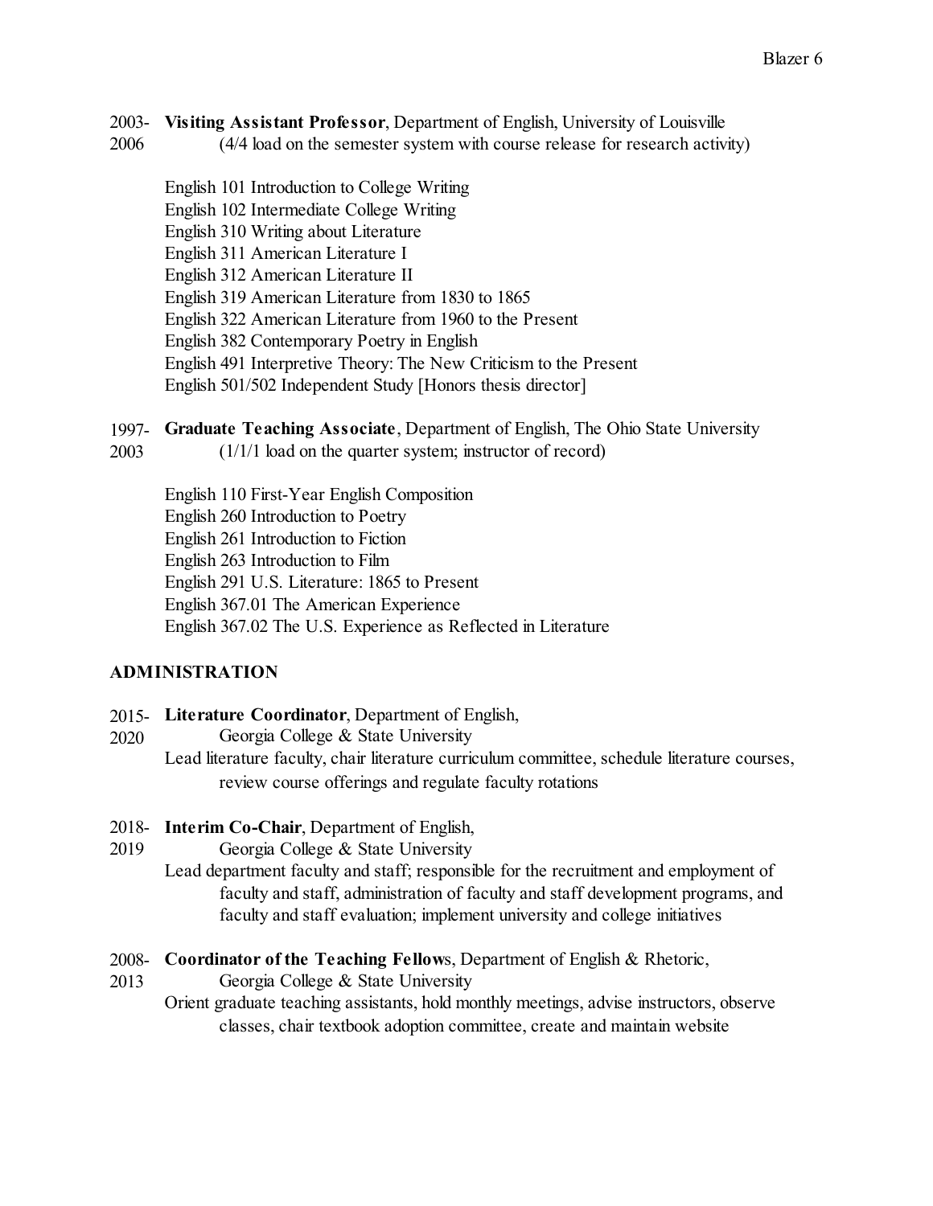2003-2006 **Visiting Assistant Professor**, Department of English, University of Louisville
(4/4 load on the semester system with course release for research activity)

English 101 Introduction to College Writing
English 102 Intermediate College Writing
English 310 Writing about Literature
English 311 American Literature I
English 312 American Literature II
English 319 American Literature from 1830 to 1865
English 322 American Literature from 1960 to the Present
English 382 Contemporary Poetry in English
English 491 Interpretive Theory: The New Criticism to the Present
English 501/502 Independent Study [Honors thesis director]

1997-2003 **Graduate Teaching Associate**, Department of English, The Ohio State University
(1/1/1 load on the quarter system; instructor of record)

English 110 First-Year English Composition
English 260 Introduction to Poetry
English 261 Introduction to Fiction
English 263 Introduction to Film
English 291 U.S. Literature: 1865 to Present
English 367.01 The American Experience
English 367.02 The U.S. Experience as Reflected in Literature

## ADMINISTRATION

2015-2020 **Literature Coordinator**, Department of English, Georgia College & State University
Lead literature faculty, chair literature curriculum committee, schedule literature courses, review course offerings and regulate faculty rotations

2018-2019 **Interim Co-Chair**, Department of English, Georgia College & State University
Lead department faculty and staff; responsible for the recruitment and employment of faculty and staff, administration of faculty and staff development programs, and faculty and staff evaluation; implement university and college initiatives

2008-2013 **Coordinator of the Teaching Fellows**, Department of English & Rhetoric, Georgia College & State University
Orient graduate teaching assistants, hold monthly meetings, advise instructors, observe classes, chair textbook adoption committee, create and maintain website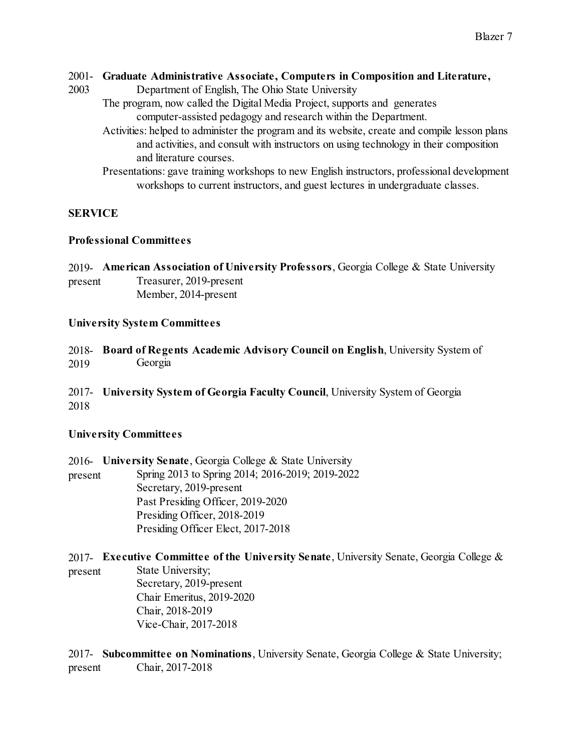2001-2003 **Graduate Administrative Associate, Computers in Composition and Literature,** Department of English, The Ohio State University

The program, now called the Digital Media Project, supports and generates computer-assisted pedagogy and research within the Department.

Activities: helped to administer the program and its website, create and compile lesson plans and activities, and consult with instructors on using technology in their composition and literature courses.

Presentations: gave training workshops to new English instructors, professional development workshops to current instructors, and guest lectures in undergraduate classes.

## SERVICE

### Professional Committees

2019-present **American Association of University Professors**, Georgia College & State University
- Treasurer, 2019-present
- Member, 2014-present

### University System Committees

2018-2019 **Board of Regents Academic Advisory Council on English**, University System of Georgia

2017-2018 **University System of Georgia Faculty Council**, University System of Georgia

### University Committees

2016-present **University Senate**, Georgia College & State University
- Spring 2013 to Spring 2014; 2016-2019; 2019-2022
- Secretary, 2019-present
- Past Presiding Officer, 2019-2020
- Presiding Officer, 2018-2019
- Presiding Officer Elect, 2017-2018

2017-present **Executive Committee of the University Senate**, University Senate, Georgia College & State University;
- Secretary, 2019-present
- Chair Emeritus, 2019-2020
- Chair, 2018-2019
- Vice-Chair, 2017-2018

2017-present **Subcommittee on Nominations**, University Senate, Georgia College & State University;
- Chair, 2017-2018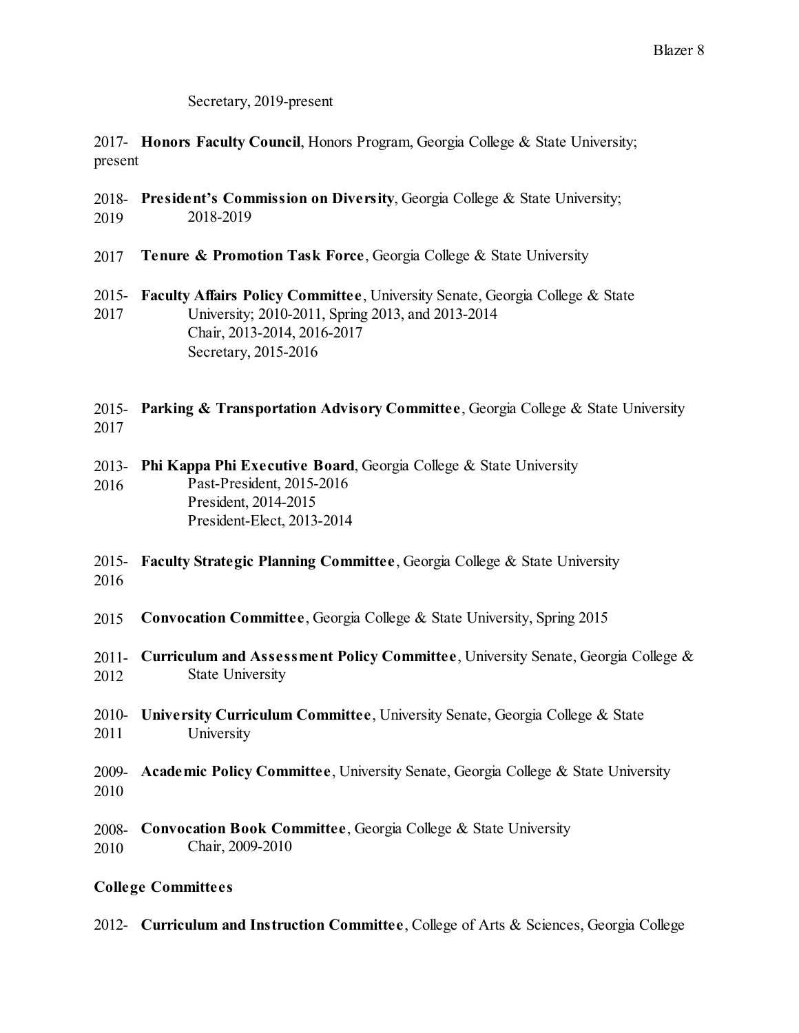Secretary, 2019-present

2017-present **Honors Faculty Council**, Honors Program, Georgia College & State University;

2018-2019 **President's Commission on Diversity**, Georgia College & State University; 2018-2019

2017 **Tenure & Promotion Task Force**, Georgia College & State University

2015-2017 **Faculty Affairs Policy Committee**, University Senate, Georgia College & State University; 2010-2011, Spring 2013, and 2013-2014
Chair, 2013-2014, 2016-2017
Secretary, 2015-2016

2015-2017 **Parking & Transportation Advisory Committee**, Georgia College & State University

2013-2016 **Phi Kappa Phi Executive Board**, Georgia College & State University
Past-President, 2015-2016
President, 2014-2015
President-Elect, 2013-2014

2015-2016 **Faculty Strategic Planning Committee**, Georgia College & State University

2015 **Convocation Committee**, Georgia College & State University, Spring 2015

2011-2012 **Curriculum and Assessment Policy Committee**, University Senate, Georgia College & State University

2010-2011 **University Curriculum Committee**, University Senate, Georgia College & State University

2009-2010 **Academic Policy Committee**, University Senate, Georgia College & State University

2008-2010 **Convocation Book Committee**, Georgia College & State University
Chair, 2009-2010

**College Committees**

2012- **Curriculum and Instruction Committee**, College of Arts & Sciences, Georgia College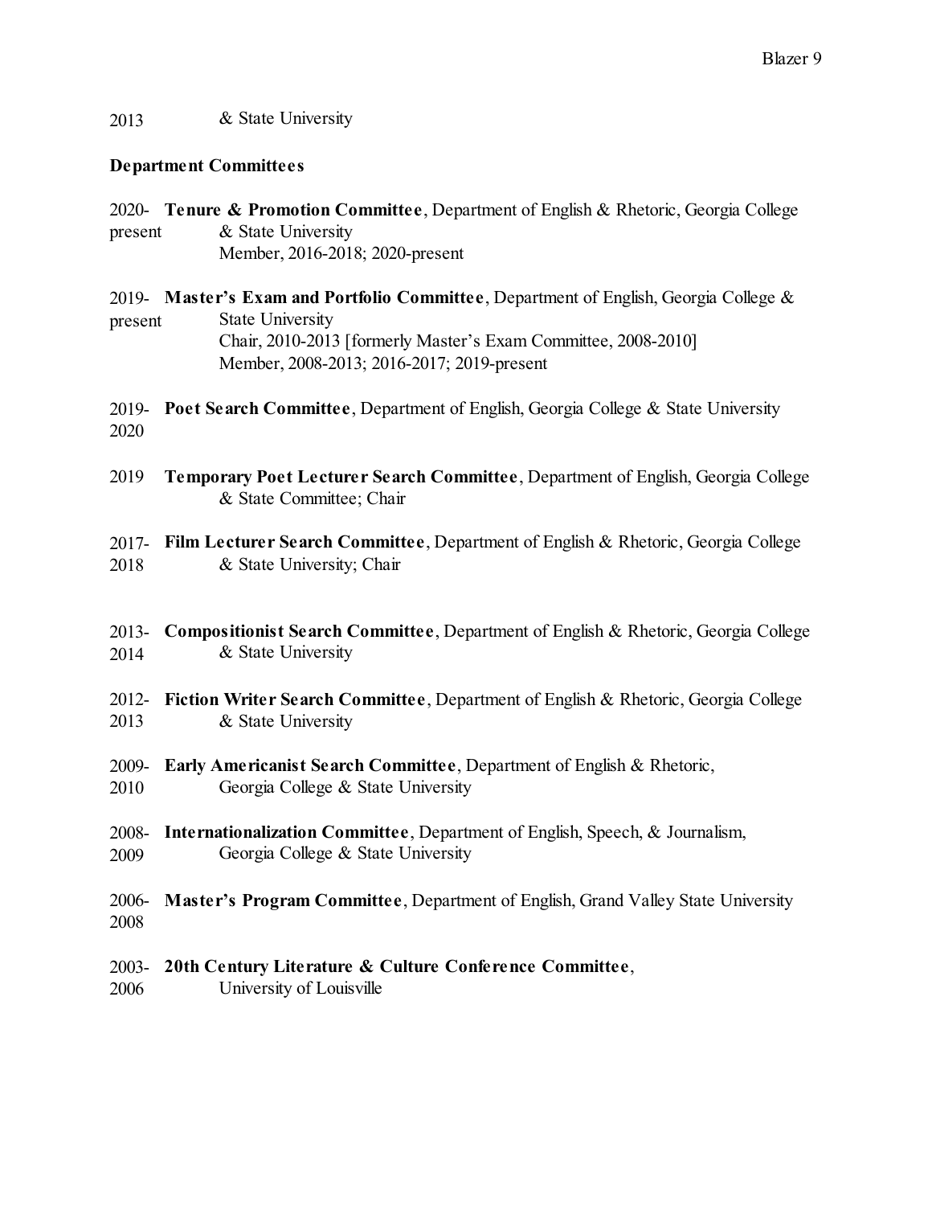2013 & State University

**Department Committees**

2020-present **Tenure & Promotion Committee**, Department of English & Rhetoric, Georgia College & State University
Member, 2016-2018; 2020-present

2019-present **Master's Exam and Portfolio Committee**, Department of English, Georgia College & State University
Chair, 2010-2013 [formerly Master's Exam Committee, 2008-2010]
Member, 2008-2013; 2016-2017; 2019-present

2019-2020 **Poet Search Committee**, Department of English, Georgia College & State University

2019 **Temporary Poet Lecturer Search Committee**, Department of English, Georgia College & State Committee; Chair

2017-2018 **Film Lecturer Search Committee**, Department of English & Rhetoric, Georgia College & State University; Chair

2013-2014 **Compositionist Search Committee**, Department of English & Rhetoric, Georgia College & State University

2012-2013 **Fiction Writer Search Committee**, Department of English & Rhetoric, Georgia College & State University

2009-2010 **Early Americanist Search Committee**, Department of English & Rhetoric, Georgia College & State University

2008-2009 **Internationalization Committee**, Department of English, Speech, & Journalism, Georgia College & State University

2006-2008 **Master's Program Committee**, Department of English, Grand Valley State University

2003-2006 **20th Century Literature & Culture Conference Committee**, University of Louisville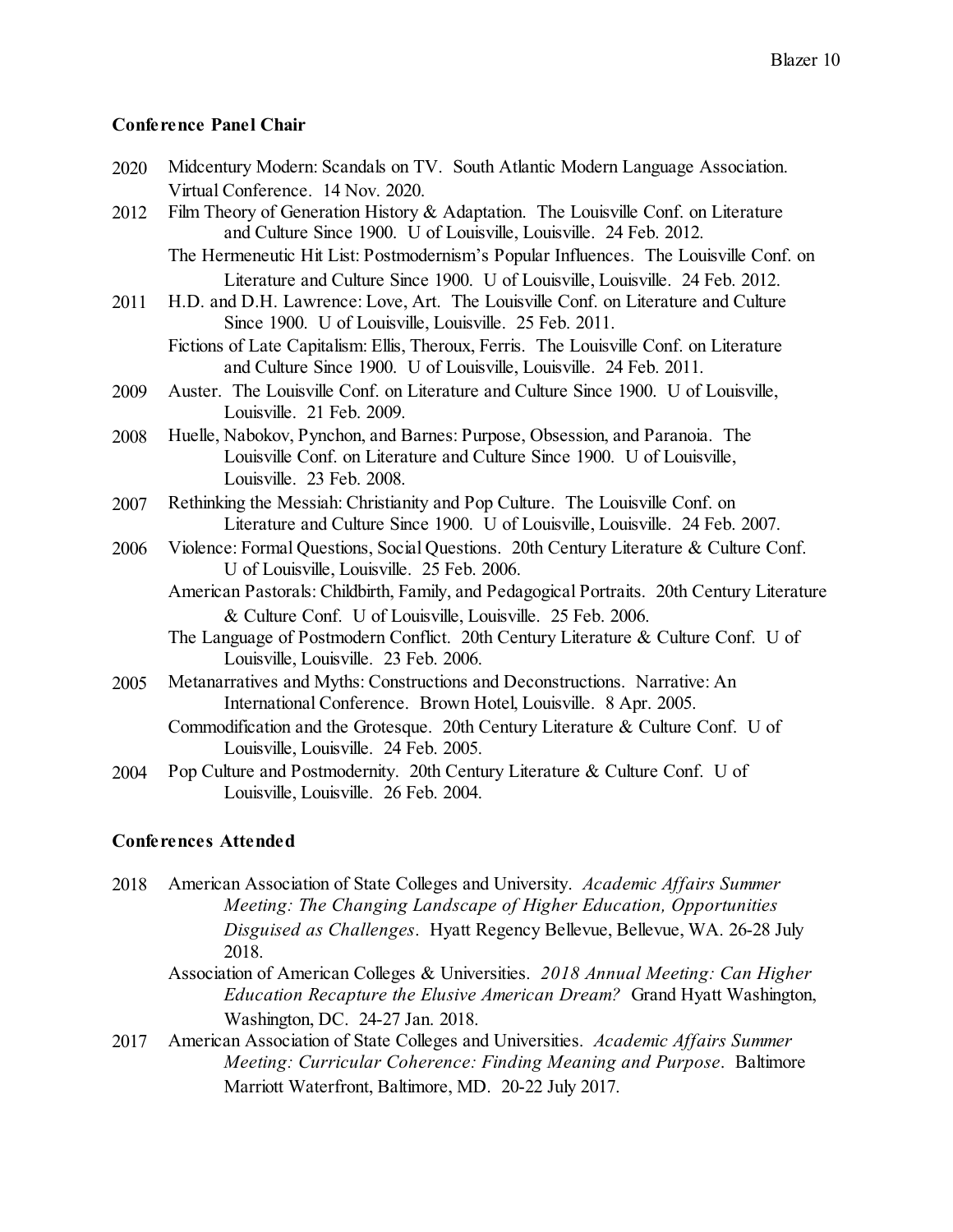**Conference Panel Chair**

2020 Midcentury Modern: Scandals on TV. South Atlantic Modern Language Association. Virtual Conference. 14 Nov. 2020.

2012 Film Theory of Generation History & Adaptation. The Louisville Conf. on Literature and Culture Since 1900. U of Louisville, Louisville. 24 Feb. 2012.

The Hermeneutic Hit List: Postmodernism's Popular Influences. The Louisville Conf. on Literature and Culture Since 1900. U of Louisville, Louisville. 24 Feb. 2012.

2011 H.D. and D.H. Lawrence: Love, Art. The Louisville Conf. on Literature and Culture Since 1900. U of Louisville, Louisville. 25 Feb. 2011.

Fictions of Late Capitalism: Ellis, Theroux, Ferris. The Louisville Conf. on Literature and Culture Since 1900. U of Louisville, Louisville. 24 Feb. 2011.

2009 Auster. The Louisville Conf. on Literature and Culture Since 1900. U of Louisville, Louisville. 21 Feb. 2009.

2008 Huelle, Nabokov, Pynchon, and Barnes: Purpose, Obsession, and Paranoia. The Louisville Conf. on Literature and Culture Since 1900. U of Louisville, Louisville. 23 Feb. 2008.

2007 Rethinking the Messiah: Christianity and Pop Culture. The Louisville Conf. on Literature and Culture Since 1900. U of Louisville, Louisville. 24 Feb. 2007.

2006 Violence: Formal Questions, Social Questions. 20th Century Literature & Culture Conf. U of Louisville, Louisville. 25 Feb. 2006.

American Pastorals: Childbirth, Family, and Pedagogical Portraits. 20th Century Literature & Culture Conf. U of Louisville, Louisville. 25 Feb. 2006.

The Language of Postmodern Conflict. 20th Century Literature & Culture Conf. U of Louisville, Louisville. 23 Feb. 2006.

2005 Metanarratives and Myths: Constructions and Deconstructions. Narrative: An International Conference. Brown Hotel, Louisville. 8 Apr. 2005.

Commodification and the Grotesque. 20th Century Literature & Culture Conf. U of Louisville, Louisville. 24 Feb. 2005.

2004 Pop Culture and Postmodernity. 20th Century Literature & Culture Conf. U of Louisville, Louisville. 26 Feb. 2004.

**Conferences Attended**

2018 American Association of State Colleges and University. *Academic Affairs Summer Meeting: The Changing Landscape of Higher Education, Opportunities Disguised as Challenges*. Hyatt Regency Bellevue, Bellevue, WA. 26-28 July 2018.

Association of American Colleges & Universities. *2018 Annual Meeting: Can Higher Education Recapture the Elusive American Dream?* Grand Hyatt Washington, Washington, DC. 24-27 Jan. 2018.

2017 American Association of State Colleges and Universities. *Academic Affairs Summer Meeting: Curricular Coherence: Finding Meaning and Purpose*. Baltimore Marriott Waterfront, Baltimore, MD. 20-22 July 2017.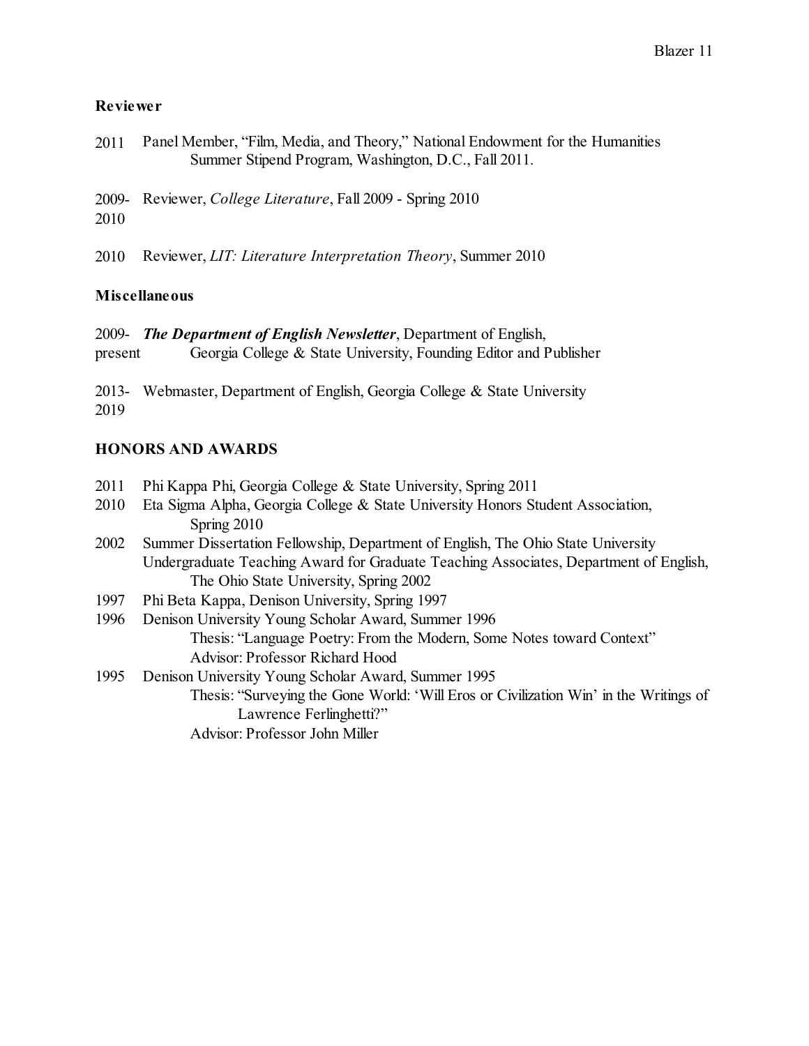### Reviewer

2011 Panel Member, "Film, Media, and Theory," National Endowment for the Humanities Summer Stipend Program, Washington, D.C., Fall 2011.

2009-2010 Reviewer, *College Literature*, Fall 2009 - Spring 2010

2010 Reviewer, *LIT: Literature Interpretation Theory*, Summer 2010

### Miscellaneous

2009-present ***The Department of English Newsletter***, Department of English, Georgia College & State University, Founding Editor and Publisher

2013-2019 Webmaster, Department of English, Georgia College & State University

## HONORS AND AWARDS

2011 Phi Kappa Phi, Georgia College & State University, Spring 2011

2010 Eta Sigma Alpha, Georgia College & State University Honors Student Association, Spring 2010

2002 Summer Dissertation Fellowship, Department of English, The Ohio State University
Undergraduate Teaching Award for Graduate Teaching Associates, Department of English, The Ohio State University, Spring 2002

1997 Phi Beta Kappa, Denison University, Spring 1997

1996 Denison University Young Scholar Award, Summer 1996
Thesis: "Language Poetry: From the Modern, Some Notes toward Context"
Advisor: Professor Richard Hood

1995 Denison University Young Scholar Award, Summer 1995
Thesis: "Surveying the Gone World: 'Will Eros or Civilization Win' in the Writings of Lawrence Ferlinghetti?"
Advisor: Professor John Miller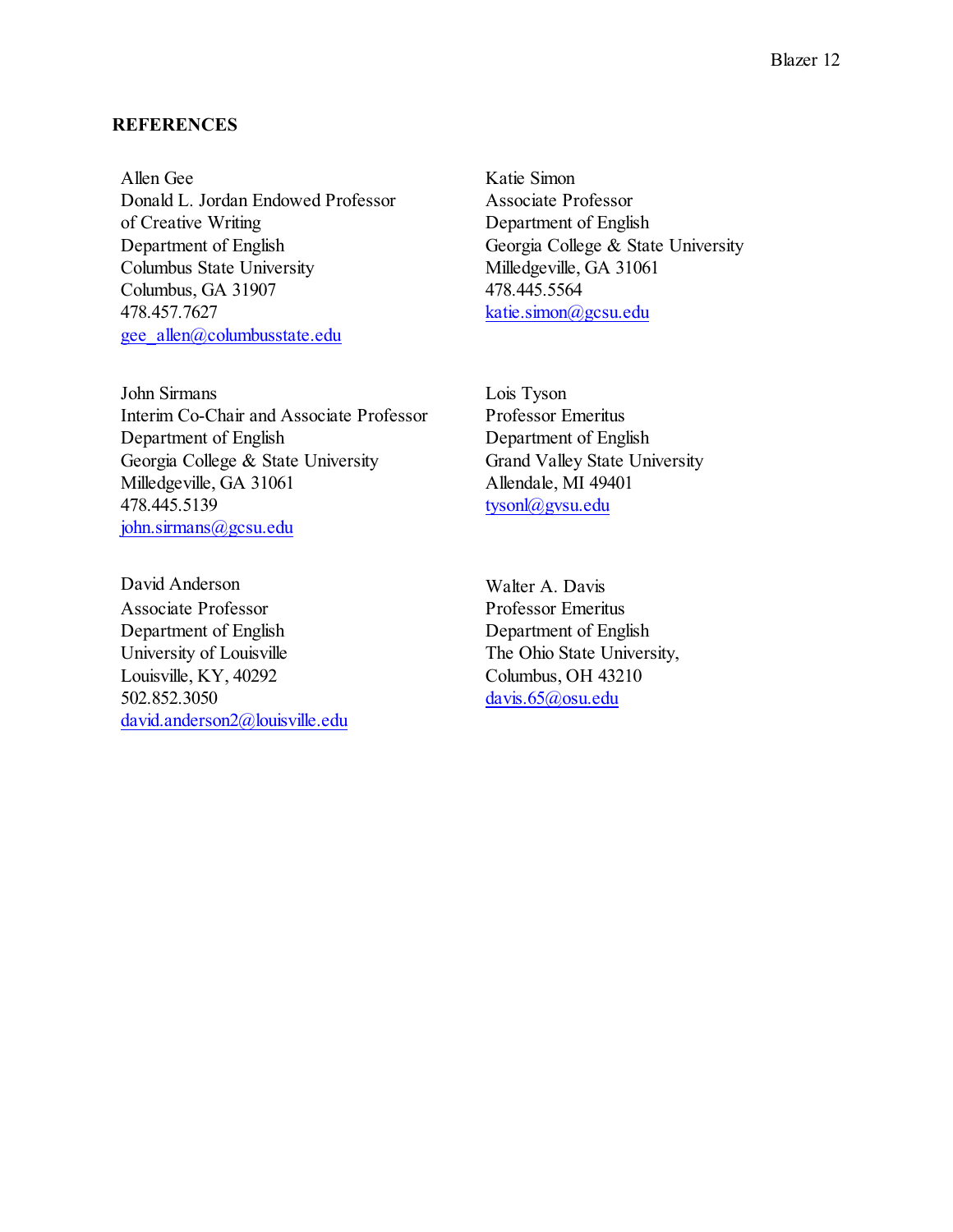## REFERENCES

Allen Gee
Donald L. Jordan Endowed Professor
of Creative Writing
Department of English
Columbus State University
Columbus, GA 31907
478.457.7627
gee_allen@columbusstate.edu

Katie Simon
Associate Professor
Department of English
Georgia College & State University
Milledgeville, GA 31061
478.445.5564
katie.simon@gcsu.edu

John Sirmans
Interim Co-Chair and Associate Professor
Department of English
Georgia College & State University
Milledgeville, GA 31061
478.445.5139
john.sirmans@gcsu.edu

Lois Tyson
Professor Emeritus
Department of English
Grand Valley State University
Allendale, MI 49401
tysonl@gvsu.edu

David Anderson
Associate Professor
Department of English
University of Louisville
Louisville, KY, 40292
502.852.3050
david.anderson2@louisville.edu

Walter A. Davis
Professor Emeritus
Department of English
The Ohio State University,
Columbus, OH 43210
davis.65@osu.edu